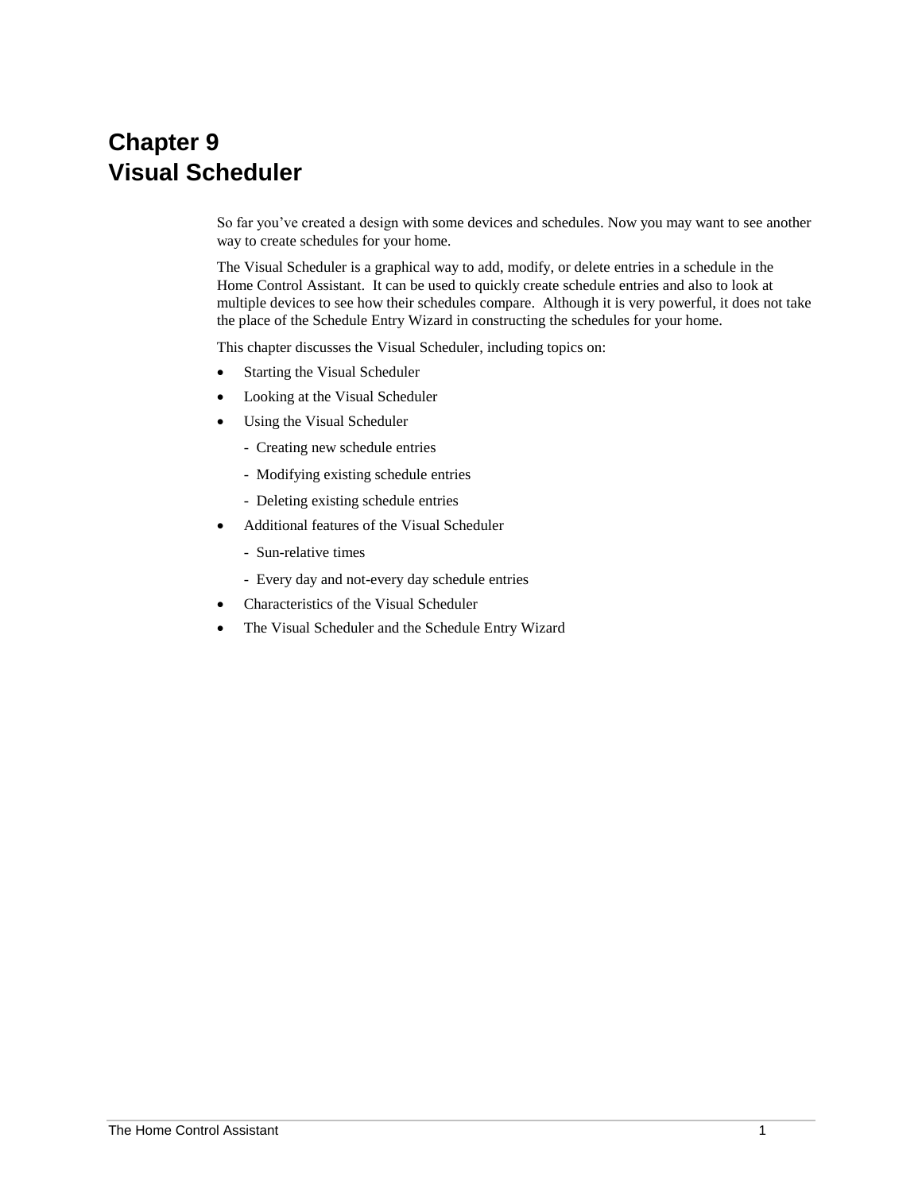# Chapter 9
# Visual Scheduler

So far you've created a design with some devices and schedules. Now you may want to see another way to create schedules for your home.

The Visual Scheduler is a graphical way to add, modify, or delete entries in a schedule in the Home Control Assistant. It can be used to quickly create schedule entries and also to look at multiple devices to see how their schedules compare. Although it is very powerful, it does not take the place of the Schedule Entry Wizard in constructing the schedules for your home.

This chapter discusses the Visual Scheduler, including topics on:

- Starting the Visual Scheduler
- Looking at the Visual Scheduler
- Using the Visual Scheduler
  - Creating new schedule entries
  - Modifying existing schedule entries
  - Deleting existing schedule entries
- Additional features of the Visual Scheduler
  - Sun-relative times
  - Every day and not-every day schedule entries
- Characteristics of the Visual Scheduler
- The Visual Scheduler and the Schedule Entry Wizard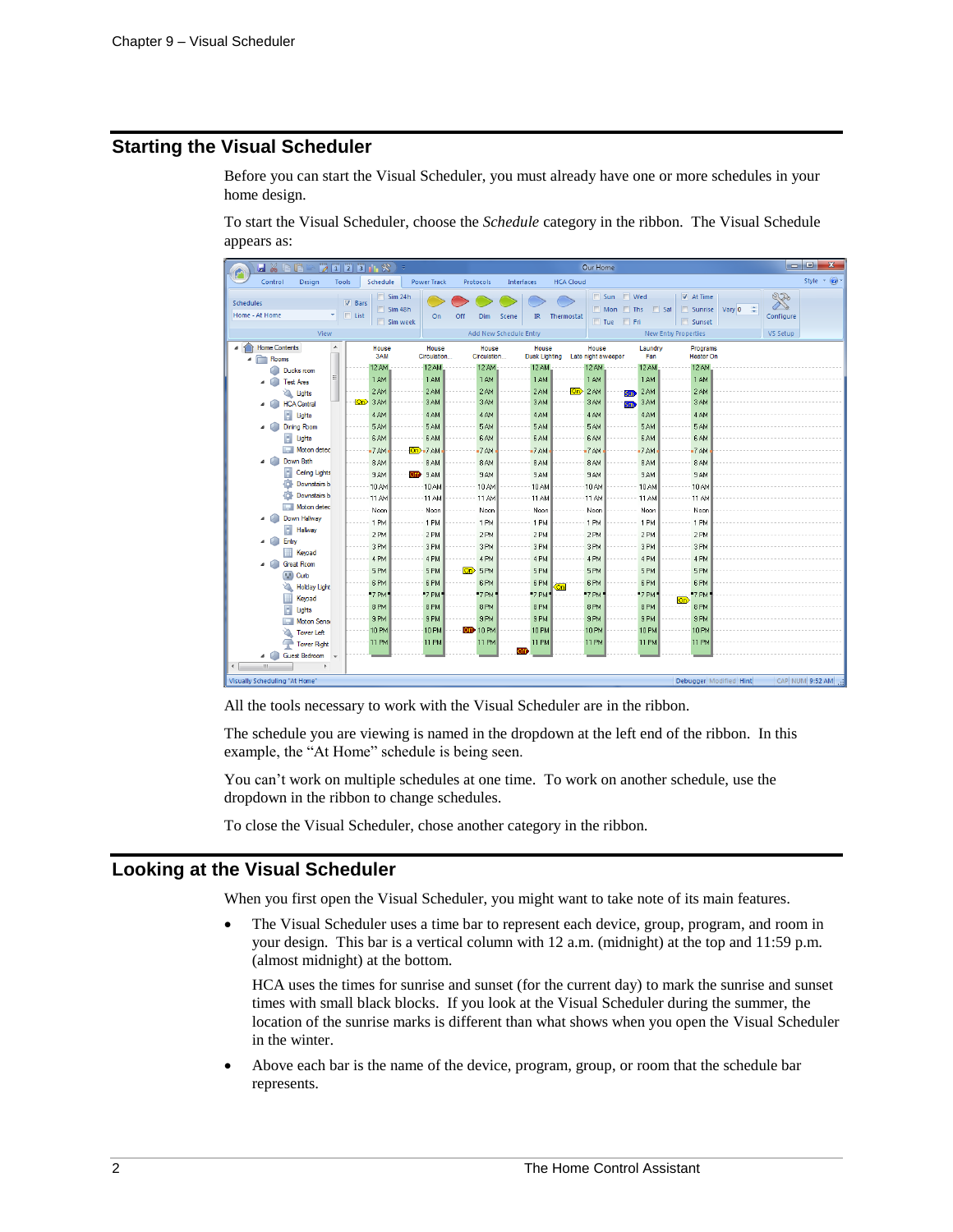## Starting the Visual Scheduler

Before you can start the Visual Scheduler, you must already have one or more schedules in your home design.

To start the Visual Scheduler, choose the *Schedule* category in the ribbon. The Visual Schedule appears as:

All the tools necessary to work with the Visual Scheduler are in the ribbon.

The schedule you are viewing is named in the dropdown at the left end of the ribbon. In this example, the "At Home" schedule is being seen.

You can't work on multiple schedules at one time. To work on another schedule, use the dropdown in the ribbon to change schedules.

To close the Visual Scheduler, chose another category in the ribbon.

## Looking at the Visual Scheduler

When you first open the Visual Scheduler, you might want to take note of its main features.

- The Visual Scheduler uses a time bar to represent each device, group, program, and room in your design. This bar is a vertical column with 12 a.m. (midnight) at the top and 11:59 p.m. (almost midnight) at the bottom.

  HCA uses the times for sunrise and sunset (for the current day) to mark the sunrise and sunset times with small black blocks. If you look at the Visual Scheduler during the summer, the location of the sunrise marks is different than what shows when you open the Visual Scheduler in the winter.

- Above each bar is the name of the device, program, group, or room that the schedule bar represents.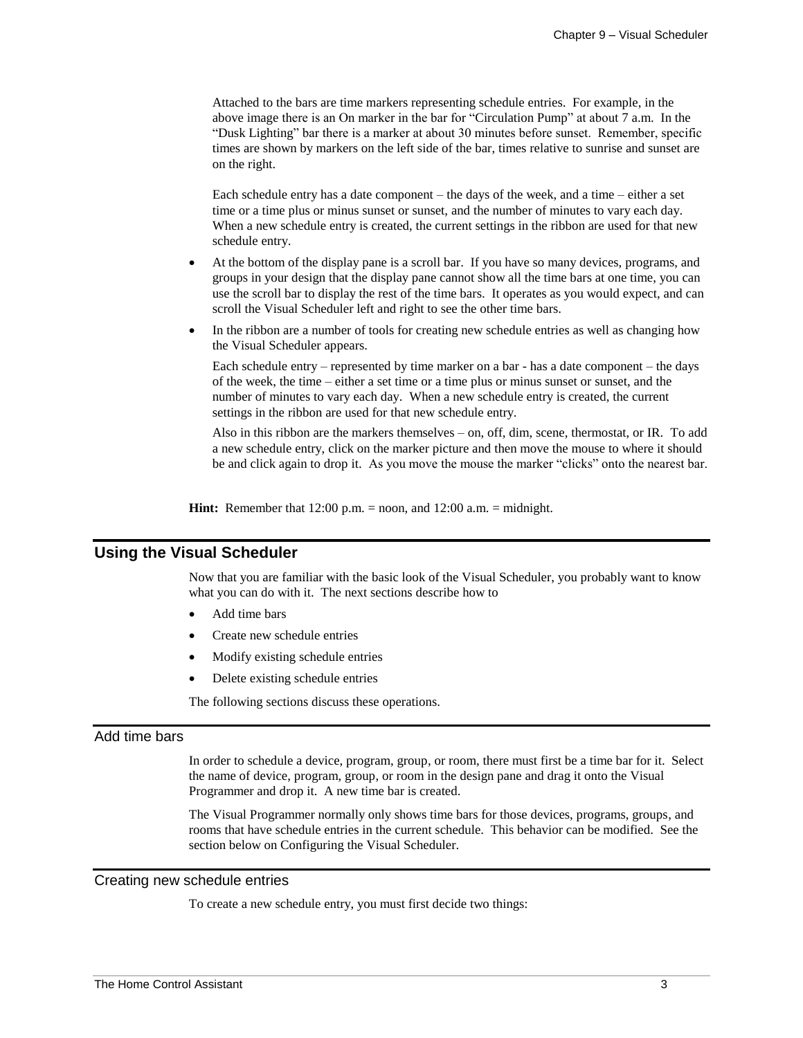Attached to the bars are time markers representing schedule entries. For example, in the above image there is an On marker in the bar for "Circulation Pump" at about 7 a.m. In the "Dusk Lighting" bar there is a marker at about 30 minutes before sunset. Remember, specific times are shown by markers on the left side of the bar, times relative to sunrise and sunset are on the right.

Each schedule entry has a date component – the days of the week, and a time – either a set time or a time plus or minus sunset or sunset, and the number of minutes to vary each day. When a new schedule entry is created, the current settings in the ribbon are used for that new schedule entry.

- At the bottom of the display pane is a scroll bar. If you have so many devices, programs, and groups in your design that the display pane cannot show all the time bars at one time, you can use the scroll bar to display the rest of the time bars. It operates as you would expect, and can scroll the Visual Scheduler left and right to see the other time bars.
- In the ribbon are a number of tools for creating new schedule entries as well as changing how the Visual Scheduler appears.

  Each schedule entry – represented by time marker on a bar - has a date component – the days of the week, the time – either a set time or a time plus or minus sunset or sunset, and the number of minutes to vary each day. When a new schedule entry is created, the current settings in the ribbon are used for that new schedule entry.

  Also in this ribbon are the markers themselves – on, off, dim, scene, thermostat, or IR. To add a new schedule entry, click on the marker picture and then move the mouse to where it should be and click again to drop it. As you move the mouse the marker "clicks" onto the nearest bar.

**Hint:** Remember that 12:00 p.m. = noon, and 12:00 a.m. = midnight.

## Using the Visual Scheduler

Now that you are familiar with the basic look of the Visual Scheduler, you probably want to know what you can do with it. The next sections describe how to

- Add time bars
- Create new schedule entries
- Modify existing schedule entries
- Delete existing schedule entries

The following sections discuss these operations.

### Add time bars

In order to schedule a device, program, group, or room, there must first be a time bar for it. Select the name of device, program, group, or room in the design pane and drag it onto the Visual Programmer and drop it. A new time bar is created.

The Visual Programmer normally only shows time bars for those devices, programs, groups, and rooms that have schedule entries in the current schedule. This behavior can be modified. See the section below on Configuring the Visual Scheduler.

### Creating new schedule entries

To create a new schedule entry, you must first decide two things: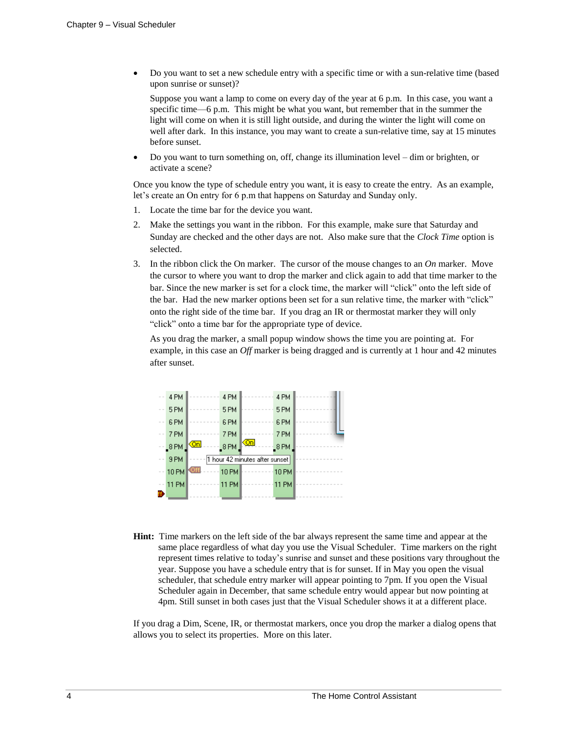- Do you want to set a new schedule entry with a specific time or with a sun-relative time (based upon sunrise or sunset)?

  Suppose you want a lamp to come on every day of the year at 6 p.m. In this case, you want a specific time—6 p.m. This might be what you want, but remember that in the summer the light will come on when it is still light outside, and during the winter the light will come on well after dark. In this instance, you may want to create a sun-relative time, say at 15 minutes before sunset.

- Do you want to turn something on, off, change its illumination level – dim or brighten, or activate a scene?

Once you know the type of schedule entry you want, it is easy to create the entry. As an example, let's create an On entry for 6 p.m that happens on Saturday and Sunday only.

1. Locate the time bar for the device you want.
2. Make the settings you want in the ribbon. For this example, make sure that Saturday and Sunday are checked and the other days are not. Also make sure that the *Clock Time* option is selected.
3. In the ribbon click the On marker. The cursor of the mouse changes to an *On* marker. Move the cursor to where you want to drop the marker and click again to add that time marker to the bar. Since the new marker is set for a clock time, the marker will "click" onto the left side of the bar. Had the new marker options been set for a sun relative time, the marker with "click" onto the right side of the time bar. If you drag an IR or thermostat marker they will only "click" onto a time bar for the appropriate type of device.

   As you drag the marker, a small popup window shows the time you are pointing at. For example, in this case an *Off* marker is being dragged and is currently at 1 hour and 42 minutes after sunset.

**Hint:** Time markers on the left side of the bar always represent the same time and appear at the same place regardless of what day you use the Visual Scheduler. Time markers on the right represent times relative to today's sunrise and sunset and these positions vary throughout the year. Suppose you have a schedule entry that is for sunset. If in May you open the visual scheduler, that schedule entry marker will appear pointing to 7pm. If you open the Visual Scheduler again in December, that same schedule entry would appear but now pointing at 4pm. Still sunset in both cases just that the Visual Scheduler shows it at a different place.

If you drag a Dim, Scene, IR, or thermostat markers, once you drop the marker a dialog opens that allows you to select its properties. More on this later.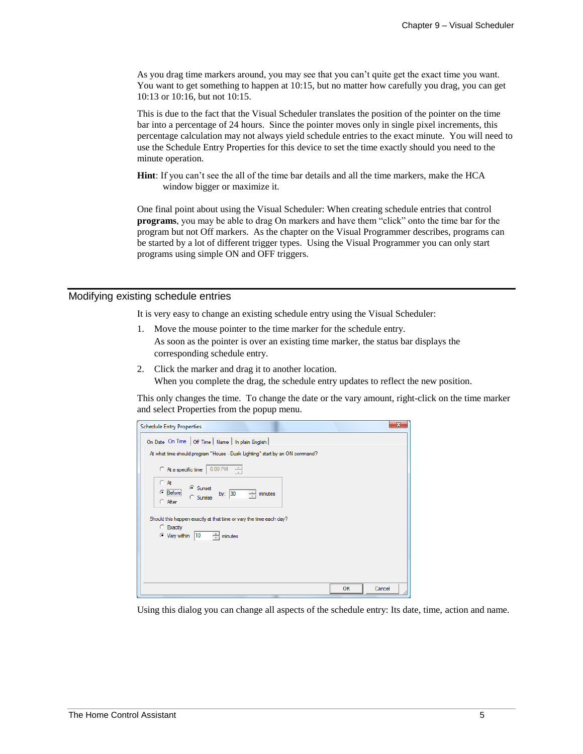As you drag time markers around, you may see that you can't quite get the exact time you want. You want to get something to happen at 10:15, but no matter how carefully you drag, you can get 10:13 or 10:16, but not 10:15.

This is due to the fact that the Visual Scheduler translates the position of the pointer on the time bar into a percentage of 24 hours. Since the pointer moves only in single pixel increments, this percentage calculation may not always yield schedule entries to the exact minute. You will need to use the Schedule Entry Properties for this device to set the time exactly should you need to the minute operation.

**Hint**: If you can't see the all of the time bar details and all the time markers, make the HCA window bigger or maximize it.

One final point about using the Visual Scheduler: When creating schedule entries that control **programs**, you may be able to drag On markers and have them "click" onto the time bar for the program but not Off markers. As the chapter on the Visual Programmer describes, programs can be started by a lot of different trigger types. Using the Visual Programmer you can only start programs using simple ON and OFF triggers.

## Modifying existing schedule entries

It is very easy to change an existing schedule entry using the Visual Scheduler:

1. Move the mouse pointer to the time marker for the schedule entry.
   As soon as the pointer is over an existing time marker, the status bar displays the corresponding schedule entry.
2. Click the marker and drag it to another location.
   When you complete the drag, the schedule entry updates to reflect the new position.

This only changes the time. To change the date or the vary amount, right-click on the time marker and select Properties from the popup menu.

Using this dialog you can change all aspects of the schedule entry: Its date, time, action and name.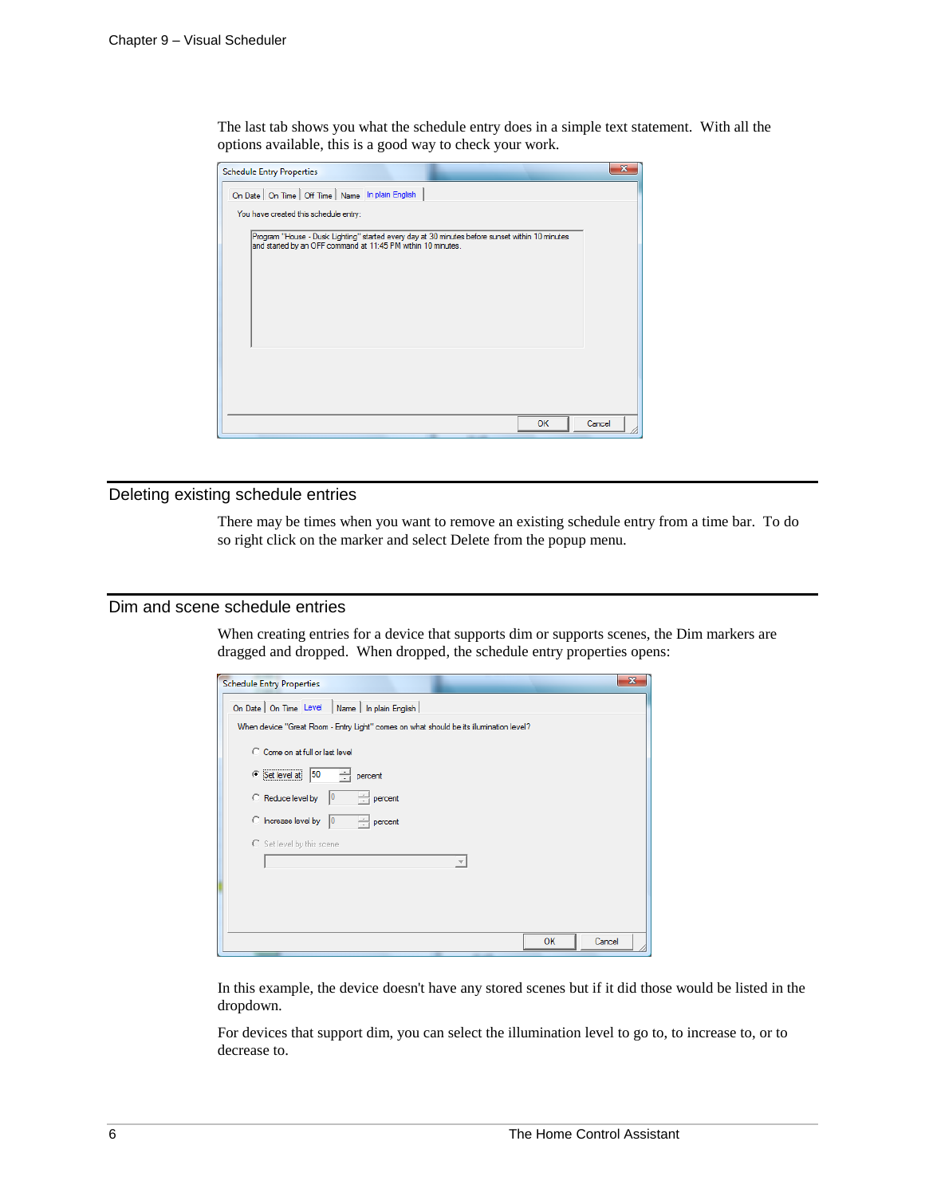The last tab shows you what the schedule entry does in a simple text statement. With all the options available, this is a good way to check your work.

## Deleting existing schedule entries

There may be times when you want to remove an existing schedule entry from a time bar. To do so right click on the marker and select Delete from the popup menu.

## Dim and scene schedule entries

When creating entries for a device that supports dim or supports scenes, the Dim markers are dragged and dropped. When dropped, the schedule entry properties opens:

In this example, the device doesn't have any stored scenes but if it did those would be listed in the dropdown.

For devices that support dim, you can select the illumination level to go to, to increase to, or to decrease to.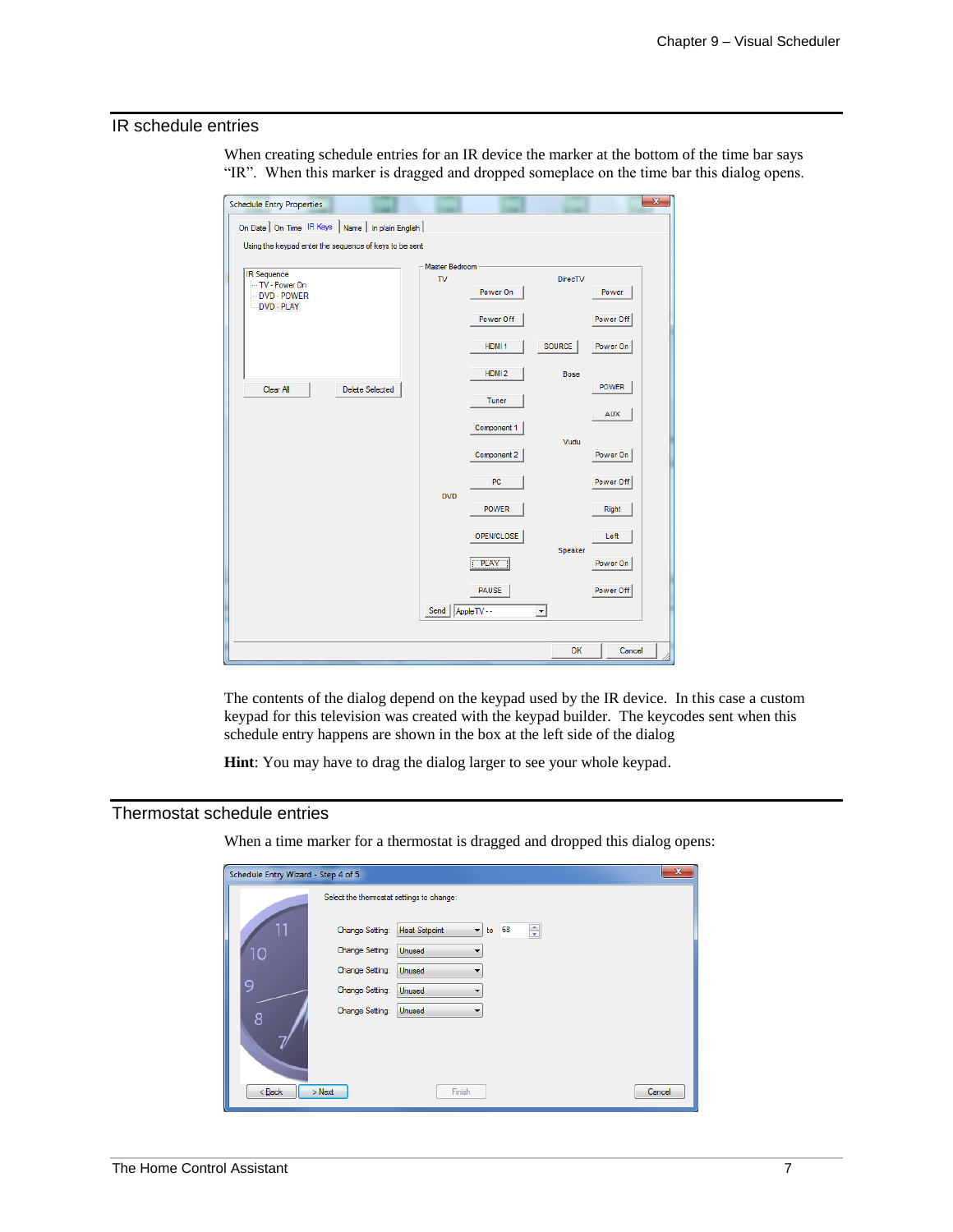## IR schedule entries

When creating schedule entries for an IR device the marker at the bottom of the time bar says "IR". When this marker is dragged and dropped someplace on the time bar this dialog opens.

The contents of the dialog depend on the keypad used by the IR device. In this case a custom keypad for this television was created with the keypad builder. The keycodes sent when this schedule entry happens are shown in the box at the left side of the dialog

**Hint**: You may have to drag the dialog larger to see your whole keypad.

## Thermostat schedule entries

When a time marker for a thermostat is dragged and dropped this dialog opens: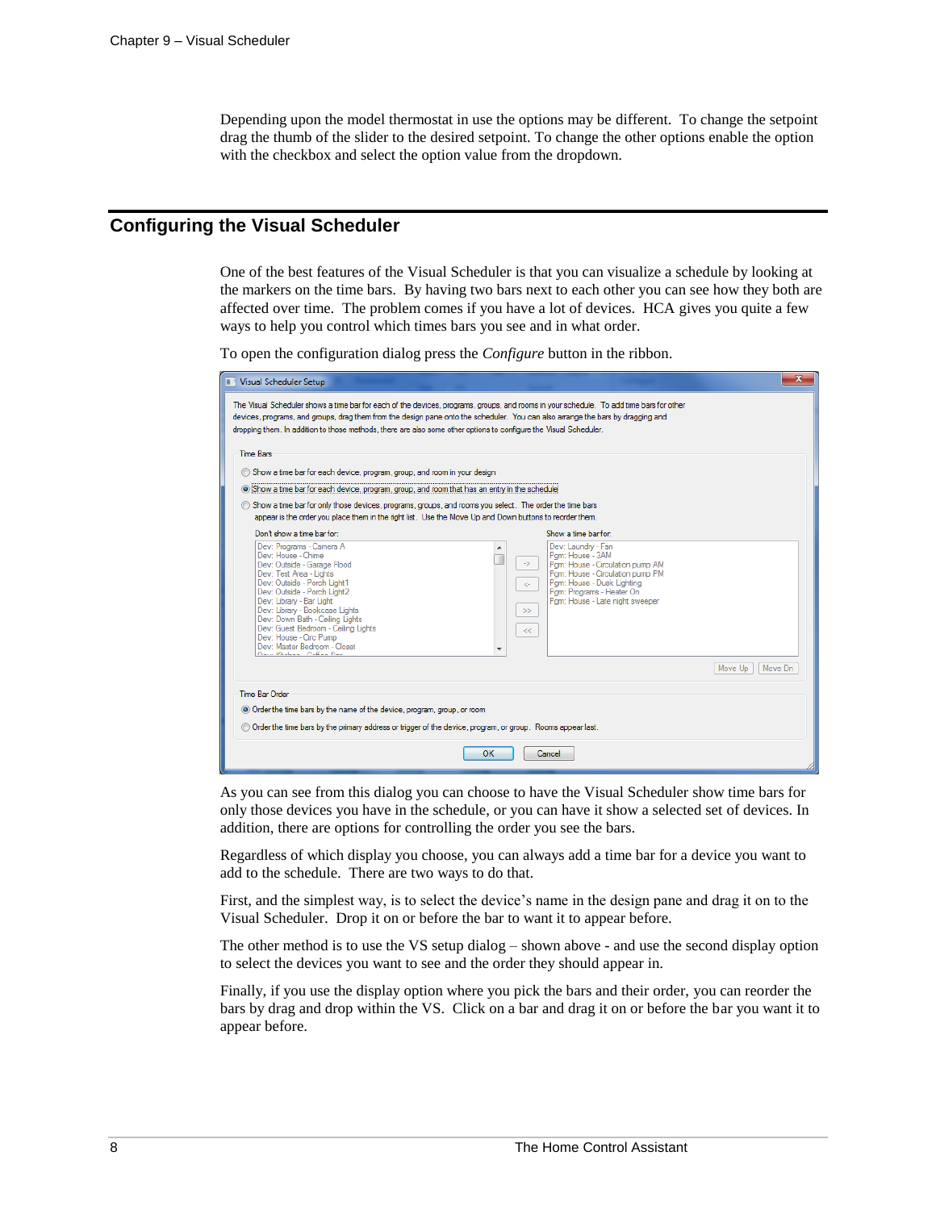Depending upon the model thermostat in use the options may be different. To change the setpoint drag the thumb of the slider to the desired setpoint. To change the other options enable the option with the checkbox and select the option value from the dropdown.

## Configuring the Visual Scheduler

One of the best features of the Visual Scheduler is that you can visualize a schedule by looking at the markers on the time bars. By having two bars next to each other you can see how they both are affected over time. The problem comes if you have a lot of devices. HCA gives you quite a few ways to help you control which times bars you see and in what order.

To open the configuration dialog press the *Configure* button in the ribbon.

As you can see from this dialog you can choose to have the Visual Scheduler show time bars for only those devices you have in the schedule, or you can have it show a selected set of devices. In addition, there are options for controlling the order you see the bars.

Regardless of which display you choose, you can always add a time bar for a device you want to add to the schedule. There are two ways to do that.

First, and the simplest way, is to select the device's name in the design pane and drag it on to the Visual Scheduler. Drop it on or before the bar to want it to appear before.

The other method is to use the VS setup dialog – shown above - and use the second display option to select the devices you want to see and the order they should appear in.

Finally, if you use the display option where you pick the bars and their order, you can reorder the bars by drag and drop within the VS. Click on a bar and drag it on or before the bar you want it to appear before.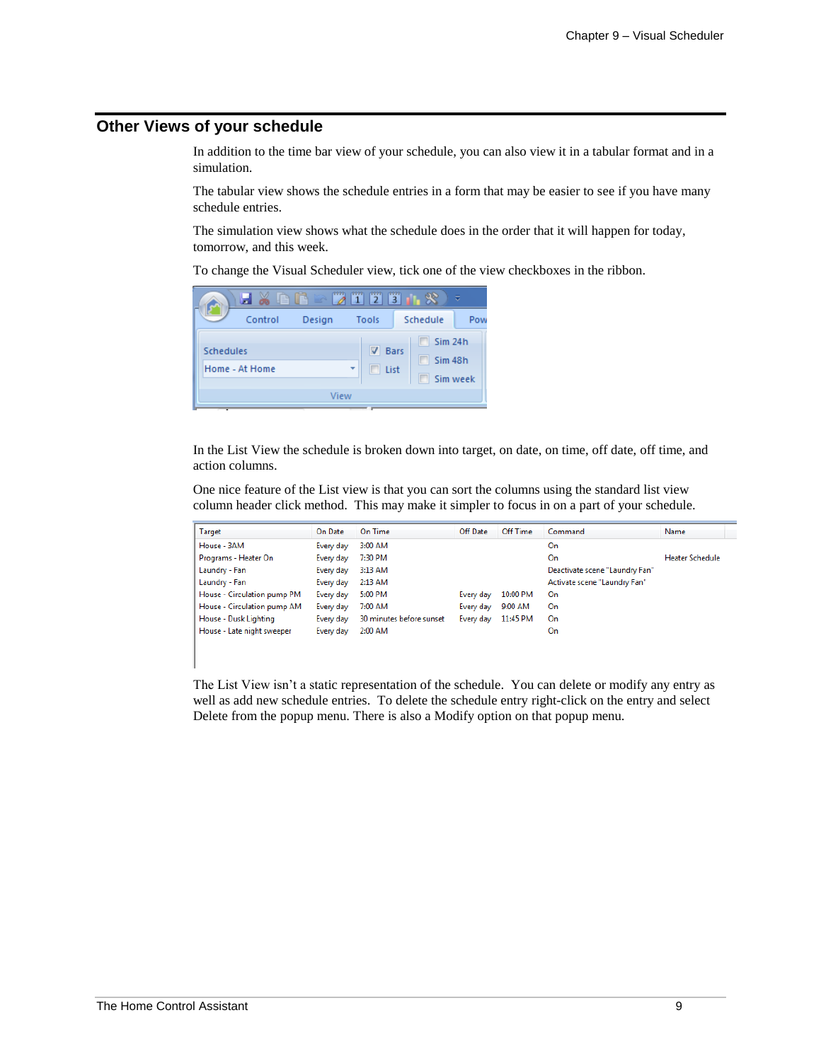## Other Views of your schedule

In addition to the time bar view of your schedule, you can also view it in a tabular format and in a simulation.

The tabular view shows the schedule entries in a form that may be easier to see if you have many schedule entries.

The simulation view shows what the schedule does in the order that it will happen for today, tomorrow, and this week.

To change the Visual Scheduler view, tick one of the view checkboxes in the ribbon.

In the List View the schedule is broken down into target, on date, on time, off date, off time, and action columns.

One nice feature of the List view is that you can sort the columns using the standard list view column header click method. This may make it simpler to focus in on a part of your schedule.

| Target | On Date | On Time | Off Date | Off Time | Command | Name |
|---|---|---|---|---|---|---|
| House - 3AM | Every day | 3:00 AM | | | On | |
| Programs - Heater On | Every day | 7:30 PM | | | On | Heater Schedule |
| Laundry - Fan | Every day | 3:13 AM | | | Deactivate scene "Laundry Fan" | |
| Laundry - Fan | Every day | 2:13 AM | | | Activate scene "Laundry Fan" | |
| House - Circulation pump PM | Every day | 5:00 PM | Every day | 10:00 PM | On | |
| House - Circulation pump AM | Every day | 7:00 AM | Every day | 9:00 AM | On | |
| House - Dusk Lighting | Every day | 30 minutes before sunset | Every day | 11:45 PM | On | |
| House - Late night sweeper | Every day | 2:00 AM | | | On | |

The List View isn't a static representation of the schedule. You can delete or modify any entry as well as add new schedule entries. To delete the schedule entry right-click on the entry and select Delete from the popup menu. There is also a Modify option on that popup menu.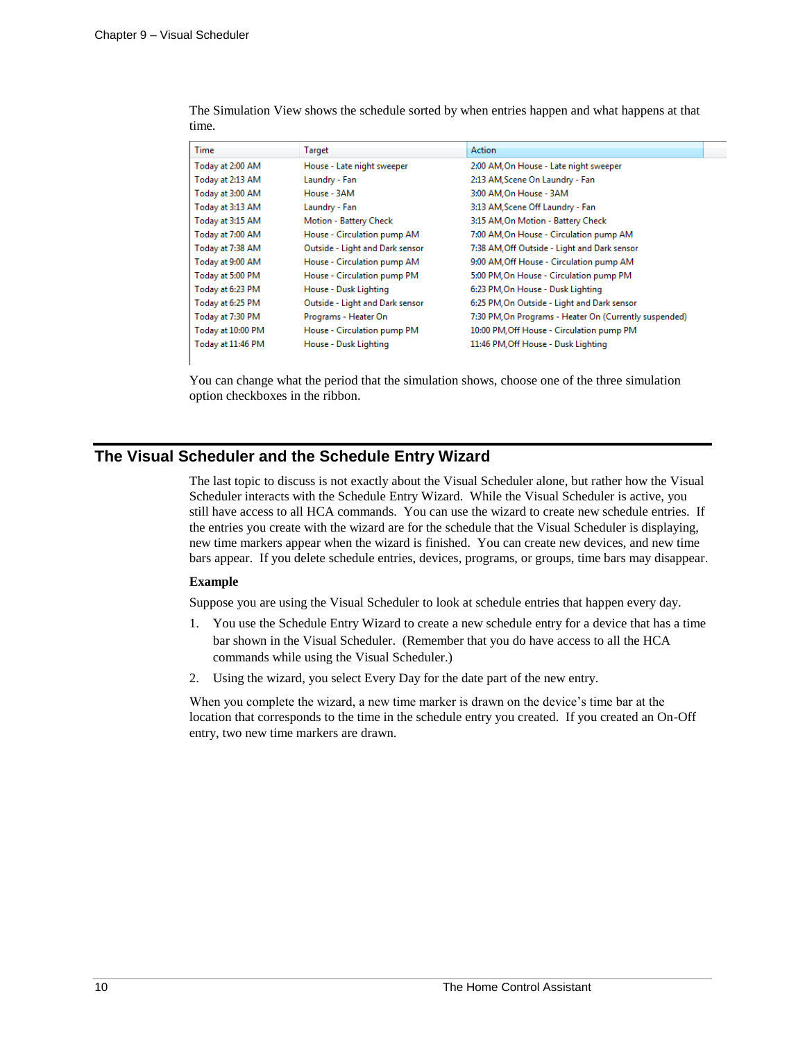The Simulation View shows the schedule sorted by when entries happen and what happens at that time.

| Time | Target | Action |
|---|---|---|
| Today at 2:00 AM | House - Late night sweeper | 2:00 AM,On House - Late night sweeper |
| Today at 2:13 AM | Laundry - Fan | 2:13 AM,Scene On Laundry - Fan |
| Today at 3:00 AM | House - 3AM | 3:00 AM,On House - 3AM |
| Today at 3:13 AM | Laundry - Fan | 3:13 AM,Scene Off Laundry - Fan |
| Today at 3:15 AM | Motion - Battery Check | 3:15 AM,On Motion - Battery Check |
| Today at 7:00 AM | House - Circulation pump AM | 7:00 AM,On House - Circulation pump AM |
| Today at 7:38 AM | Outside - Light and Dark sensor | 7:38 AM,Off Outside - Light and Dark sensor |
| Today at 9:00 AM | House - Circulation pump AM | 9:00 AM,Off House - Circulation pump AM |
| Today at 5:00 PM | House - Circulation pump PM | 5:00 PM,On House - Circulation pump PM |
| Today at 6:23 PM | House - Dusk Lighting | 6:23 PM,On House - Dusk Lighting |
| Today at 6:25 PM | Outside - Light and Dark sensor | 6:25 PM,On Outside - Light and Dark sensor |
| Today at 7:30 PM | Programs - Heater On | 7:30 PM,On Programs - Heater On (Currently suspended) |
| Today at 10:00 PM | House - Circulation pump PM | 10:00 PM,Off House - Circulation pump PM |
| Today at 11:46 PM | House - Dusk Lighting | 11:46 PM,Off House - Dusk Lighting |

You can change what the period that the simulation shows, choose one of the three simulation option checkboxes in the ribbon.

## The Visual Scheduler and the Schedule Entry Wizard

The last topic to discuss is not exactly about the Visual Scheduler alone, but rather how the Visual Scheduler interacts with the Schedule Entry Wizard. While the Visual Scheduler is active, you still have access to all HCA commands. You can use the wizard to create new schedule entries. If the entries you create with the wizard are for the schedule that the Visual Scheduler is displaying, new time markers appear when the wizard is finished. You can create new devices, and new time bars appear. If you delete schedule entries, devices, programs, or groups, time bars may disappear.

**Example**

Suppose you are using the Visual Scheduler to look at schedule entries that happen every day.

1. You use the Schedule Entry Wizard to create a new schedule entry for a device that has a time bar shown in the Visual Scheduler. (Remember that you do have access to all the HCA commands while using the Visual Scheduler.)
2. Using the wizard, you select Every Day for the date part of the new entry.

When you complete the wizard, a new time marker is drawn on the device's time bar at the location that corresponds to the time in the schedule entry you created. If you created an On-Off entry, two new time markers are drawn.